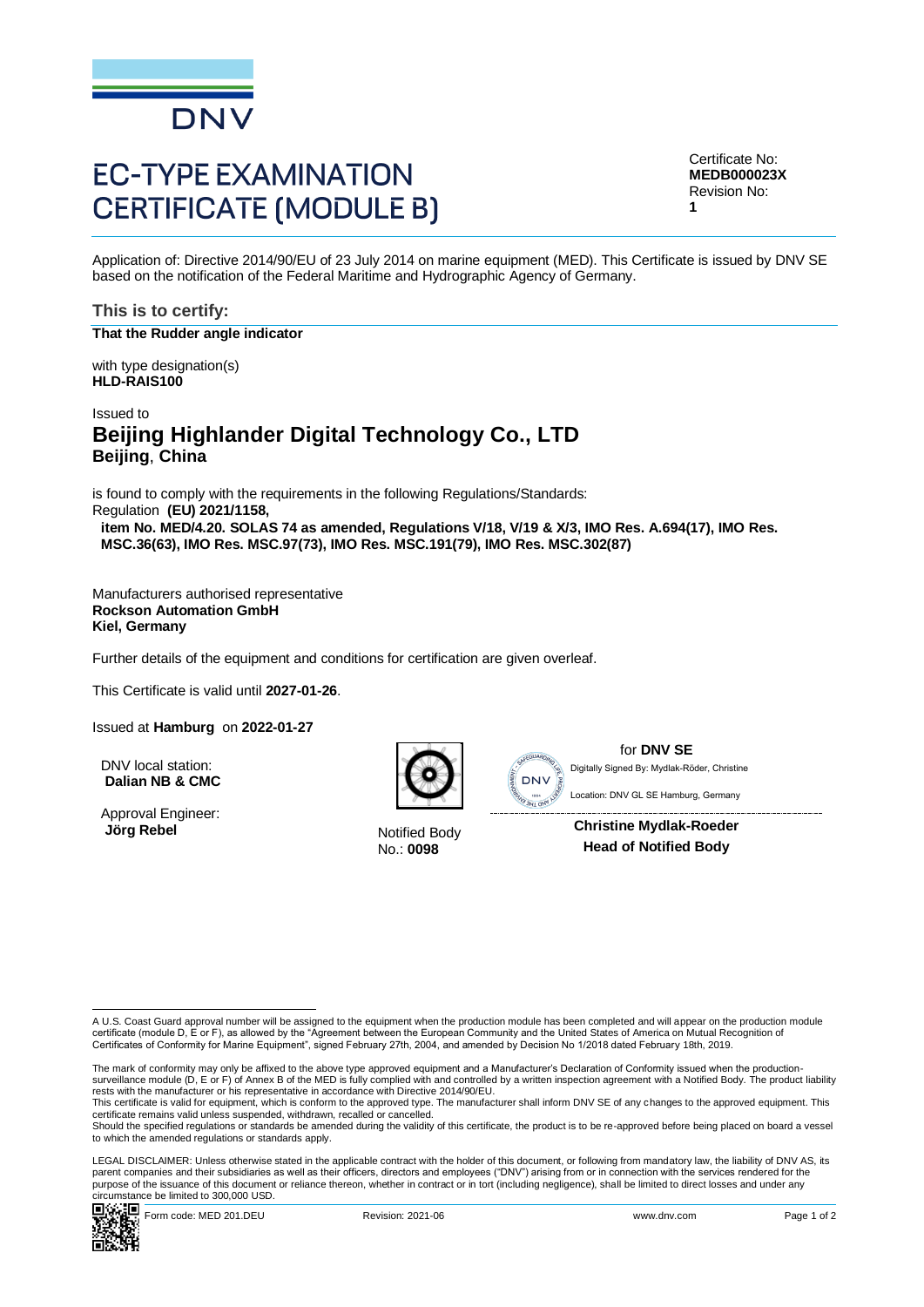DNV

# EC-TYPE EXAMINATION CERTIFICATE (MODULE B)

Certificate No:
**MEDB000023X**
Revision No:
**1**

Application of: Directive 2014/90/EU of 23 July 2014 on marine equipment (MED). This Certificate is issued by DNV SE based on the notification of the Federal Maritime and Hydrographic Agency of Germany.

## This is to certify:

**That the Rudder angle indicator**

with type designation(s)
**HLD-RAIS100**

Issued to

## Beijing Highlander Digital Technology Co., LTD
**Beijing**, **China**

is found to comply with the requirements in the following Regulations/Standards:
Regulation **(EU) 2021/1158,**
**item No. MED/4.20. SOLAS 74 as amended, Regulations V/18, V/19 & X/3, IMO Res. A.694(17), IMO Res. MSC.36(63), IMO Res. MSC.97(73), IMO Res. MSC.191(79), IMO Res. MSC.302(87)**

Manufacturers authorised representative
**Rockson Automation GmbH**
**Kiel, Germany**

Further details of the equipment and conditions for certification are given overleaf.

This Certificate is valid until **2027-01-26**.

Issued at **Hamburg** on **2022-01-27**

DNV local station:
**Dalian NB & CMC**

Approval Engineer:
**Jörg Rebel**

Notified Body
No.: **0098**

for **DNV SE**
Digitally Signed By: Mydlak-Röder, Christine
Location: DNV GL SE Hamburg, Germany

**Christine Mydlak-Roeder**
**Head of Notified Body**

---

A U.S. Coast Guard approval number will be assigned to the equipment when the production module has been completed and will appear on the production module certificate (module D, E or F), as allowed by the "Agreement between the European Community and the United States of America on Mutual Recognition of Certificates of Conformity for Marine Equipment", signed February 27th, 2004, and amended by Decision No 1/2018 dated February 18th, 2019.

The mark of conformity may only be affixed to the above type approved equipment and a Manufacturer's Declaration of Conformity issued when the production-surveillance module (D, E or F) of Annex B of the MED is fully complied with and controlled by a written inspection agreement with a Notified Body. The product liability rests with the manufacturer or his representative in accordance with Directive 2014/90/EU.
This certificate is valid for equipment, which is conform to the approved type. The manufacturer shall inform DNV SE of any changes to the approved equipment. This certificate remains valid unless suspended, withdrawn, recalled or cancelled.
Should the specified regulations or standards be amended during the validity of this certificate, the product is to be re-approved before being placed on board a vessel to which the amended regulations or standards apply.

LEGAL DISCLAIMER: Unless otherwise stated in the applicable contract with the holder of this document, or following from mandatory law, the liability of DNV AS, its parent companies and their subsidiaries as well as their officers, directors and employees ("DNV") arising from or in connection with the services rendered for the purpose of the issuance of this document or reliance thereon, whether in contract or in tort (including negligence), shall be limited to direct losses and under any circumstance be limited to 300,000 USD.

Form code: MED 201.DEU | Revision: 2021-06 | www.dnv.com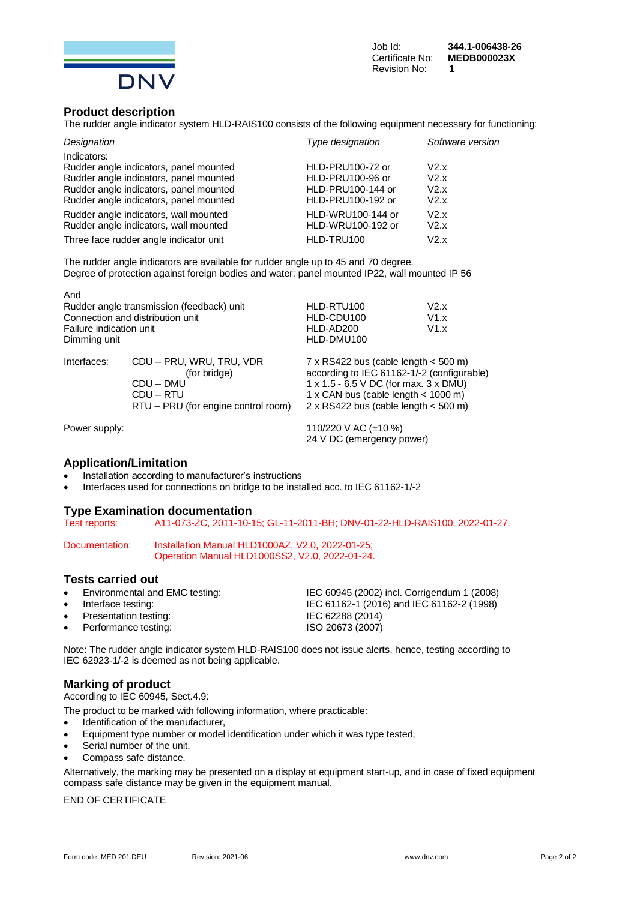Job Id: **344.1-006438-26**
Certificate No: **MEDB000023X**
Revision No: **1**

## Product description

The rudder angle indicator system HLD-RAIS100 consists of the following equipment necessary for functioning:

| *Designation* | *Type designation* | *Software version* |
|---|---|---|
| Indicators: | | |
| Rudder angle indicators, panel mounted | HLD-PRU100-72 or | V2.x |
| Rudder angle indicators, panel mounted | HLD-PRU100-96 or | V2.x |
| Rudder angle indicators, panel mounted | HLD-PRU100-144 or | V2.x |
| Rudder angle indicators, panel mounted | HLD-PRU100-192 or | V2.x |
| Rudder angle indicators, wall mounted | HLD-WRU100-144 or | V2.x |
| Rudder angle indicators, wall mounted | HLD-WRU100-192 or | V2.x |
| Three face rudder angle indicator unit | HLD-TRU100 | V2.x |

The rudder angle indicators are available for rudder angle up to 45 and 70 degree.
Degree of protection against foreign bodies and water: panel mounted IP22, wall mounted IP 56

And

| | | |
|---|---|---|
| Rudder angle transmission (feedback) unit | HLD-RTU100 | V2.x |
| Connection and distribution unit | HLD-CDU100 | V1.x |
| Failure indication unit | HLD-AD200 | V1.x |
| Dimming unit | HLD-DMU100 | |

| | | |
|---|---|---|
| Interfaces: | CDU – PRU, WRU, TRU, VDR (for bridge) | 7 x RS422 bus (cable length < 500 m) according to IEC 61162-1/-2 (configurable) |
| | CDU – DMU | 1 x 1.5 - 6.5 V DC (for max. 3 x DMU) |
| | CDU – RTU | 1 x CAN bus (cable length < 1000 m) |
| | RTU – PRU (for engine control room) | 2 x RS422 bus (cable length < 500 m) |

Power supply: 110/220 V AC (±10 %)
24 V DC (emergency power)

## Application/Limitation

- Installation according to manufacturer's instructions
- Interfaces used for connections on bridge to be installed acc. to IEC 61162-1/-2

## Type Examination documentation

Test reports: A11-073-ZC, 2011-10-15; GL-11-2011-BH; DNV-01-22-HLD-RAIS100, 2022-01-27.

Documentation: Installation Manual HLD1000AZ, V2.0, 2022-01-25;
Operation Manual HLD1000SS2, V2.0, 2022-01-24.

## Tests carried out

- Environmental and EMC testing: IEC 60945 (2002) incl. Corrigendum 1 (2008)
- Interface testing: IEC 61162-1 (2016) and IEC 61162-2 (1998)
- Presentation testing: IEC 62288 (2014)
- Performance testing: ISO 20673 (2007)

Note: The rudder angle indicator system HLD-RAIS100 does not issue alerts, hence, testing according to IEC 62923-1/-2 is deemed as not being applicable.

## Marking of product

According to IEC 60945, Sect.4.9:

The product to be marked with following information, where practicable:

- Identification of the manufacturer,
- Equipment type number or model identification under which it was type tested,
- Serial number of the unit,
- Compass safe distance.

Alternatively, the marking may be presented on a display at equipment start-up, and in case of fixed equipment compass safe distance may be given in the equipment manual.

END OF CERTIFICATE